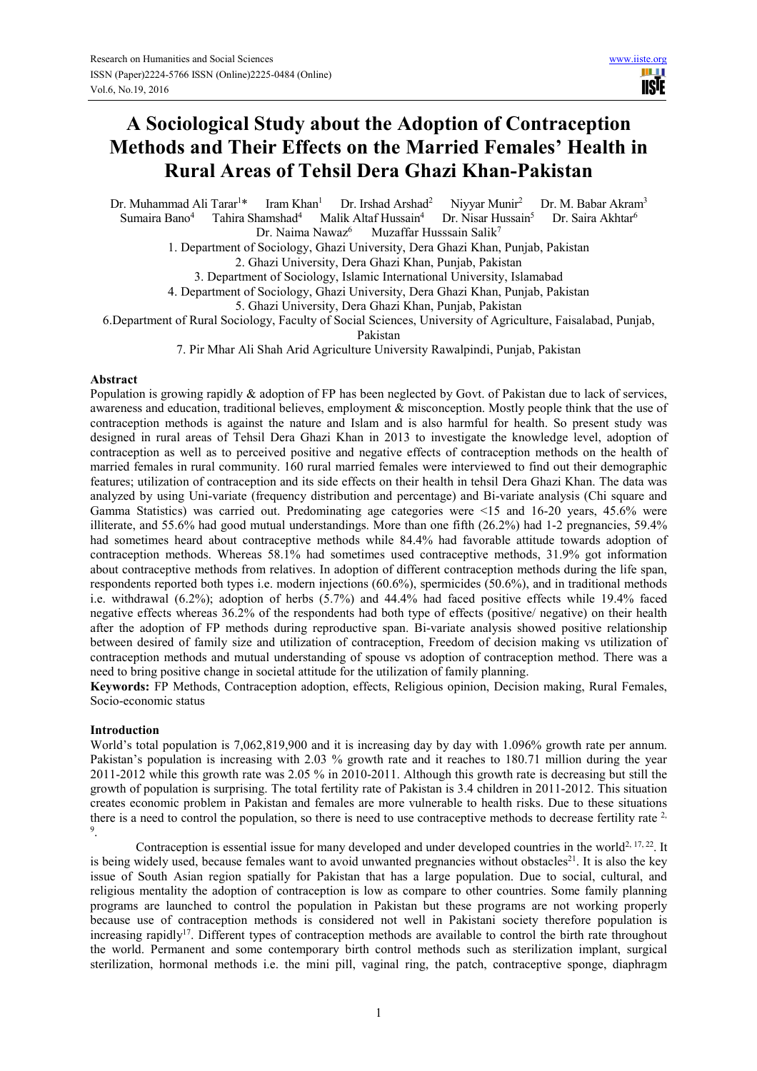# A Sociological Study about the Adoption of Contraception Methods and Their Effects on the Married Females' Health in Rural Areas of Tehsil Dera Ghazi Khan-Pakistan

Dr. Muhammad Ali Tarar[1]* Iram Khan[1] Dr. Irshad Arshad[2] Niyyar Munir[2] Dr. M. Babar Akram[3] Sumaira Bano[4] Tahira Shamshad[4] Malik Altaf Hussain[4] Dr. Nisar Hussain[5] Dr. Saira Akhtar[6] Dr. Naima Nawaz[6] Muzaffar Husssain Salik[7]

1. Department of Sociology, Ghazi University, Dera Ghazi Khan, Punjab, Pakistan
2. Ghazi University, Dera Ghazi Khan, Punjab, Pakistan
3. Department of Sociology, Islamic International University, Islamabad
4. Department of Sociology, Ghazi University, Dera Ghazi Khan, Punjab, Pakistan
5. Ghazi University, Dera Ghazi Khan, Punjab, Pakistan
6. Department of Rural Sociology, Faculty of Social Sciences, University of Agriculture, Faisalabad, Punjab, Pakistan
7. Pir Mhar Ali Shah Arid Agriculture University Rawalpindi, Punjab, Pakistan

## Abstract

Population is growing rapidly & adoption of FP has been neglected by Govt. of Pakistan due to lack of services, awareness and education, traditional believes, employment & misconception. Mostly people think that the use of contraception methods is against the nature and Islam and is also harmful for health. So present study was designed in rural areas of Tehsil Dera Ghazi Khan in 2013 to investigate the knowledge level, adoption of contraception as well as to perceived positive and negative effects of contraception methods on the health of married females in rural community. 160 rural married females were interviewed to find out their demographic features; utilization of contraception and its side effects on their health in tehsil Dera Ghazi Khan. The data was analyzed by using Uni-variate (frequency distribution and percentage) and Bi-variate analysis (Chi square and Gamma Statistics) was carried out. Predominating age categories were <15 and 16-20 years, 45.6% were illiterate, and 55.6% had good mutual understandings. More than one fifth (26.2%) had 1-2 pregnancies, 59.4% had sometimes heard about contraceptive methods while 84.4% had favorable attitude towards adoption of contraception methods. Whereas 58.1% had sometimes used contraceptive methods, 31.9% got information about contraceptive methods from relatives. In adoption of different contraception methods during the life span, respondents reported both types i.e. modern injections (60.6%), spermicides (50.6%), and in traditional methods i.e. withdrawal (6.2%); adoption of herbs (5.7%) and 44.4% had faced positive effects while 19.4% faced negative effects whereas 36.2% of the respondents had both type of effects (positive/ negative) on their health after the adoption of FP methods during reproductive span. Bi-variate analysis showed positive relationship between desired of family size and utilization of contraception, Freedom of decision making vs utilization of contraception methods and mutual understanding of spouse vs adoption of contraception method. There was a need to bring positive change in societal attitude for the utilization of family planning.

**Keywords:** FP Methods, Contraception adoption, effects, Religious opinion, Decision making, Rural Females, Socio-economic status

## Introduction

World's total population is 7,062,819,900 and it is increasing day by day with 1.096% growth rate per annum. Pakistan's population is increasing with 2.03 % growth rate and it reaches to 180.71 million during the year 2011-2012 while this growth rate was 2.05 % in 2010-2011. Although this growth rate is decreasing but still the growth of population is surprising. The total fertility rate of Pakistan is 3.4 children in 2011-2012. This situation creates economic problem in Pakistan and females are more vulnerable to health risks. Due to these situations there is a need to control the population, so there is need to use contraceptive methods to decrease fertility rate [2, 9].

Contraception is essential issue for many developed and under developed countries in the world[2, 17, 22]. It is being widely used, because females want to avoid unwanted pregnancies without obstacles[21]. It is also the key issue of South Asian region spatially for Pakistan that has a large population. Due to social, cultural, and religious mentality the adoption of contraception is low as compare to other countries. Some family planning programs are launched to control the population in Pakistan but these programs are not working properly because use of contraception methods is considered not well in Pakistani society therefore population is increasing rapidly[17]. Different types of contraception methods are available to control the birth rate throughout the world. Permanent and some contemporary birth control methods such as sterilization implant, surgical sterilization, hormonal methods i.e. the mini pill, vaginal ring, the patch, contraceptive sponge, diaphragm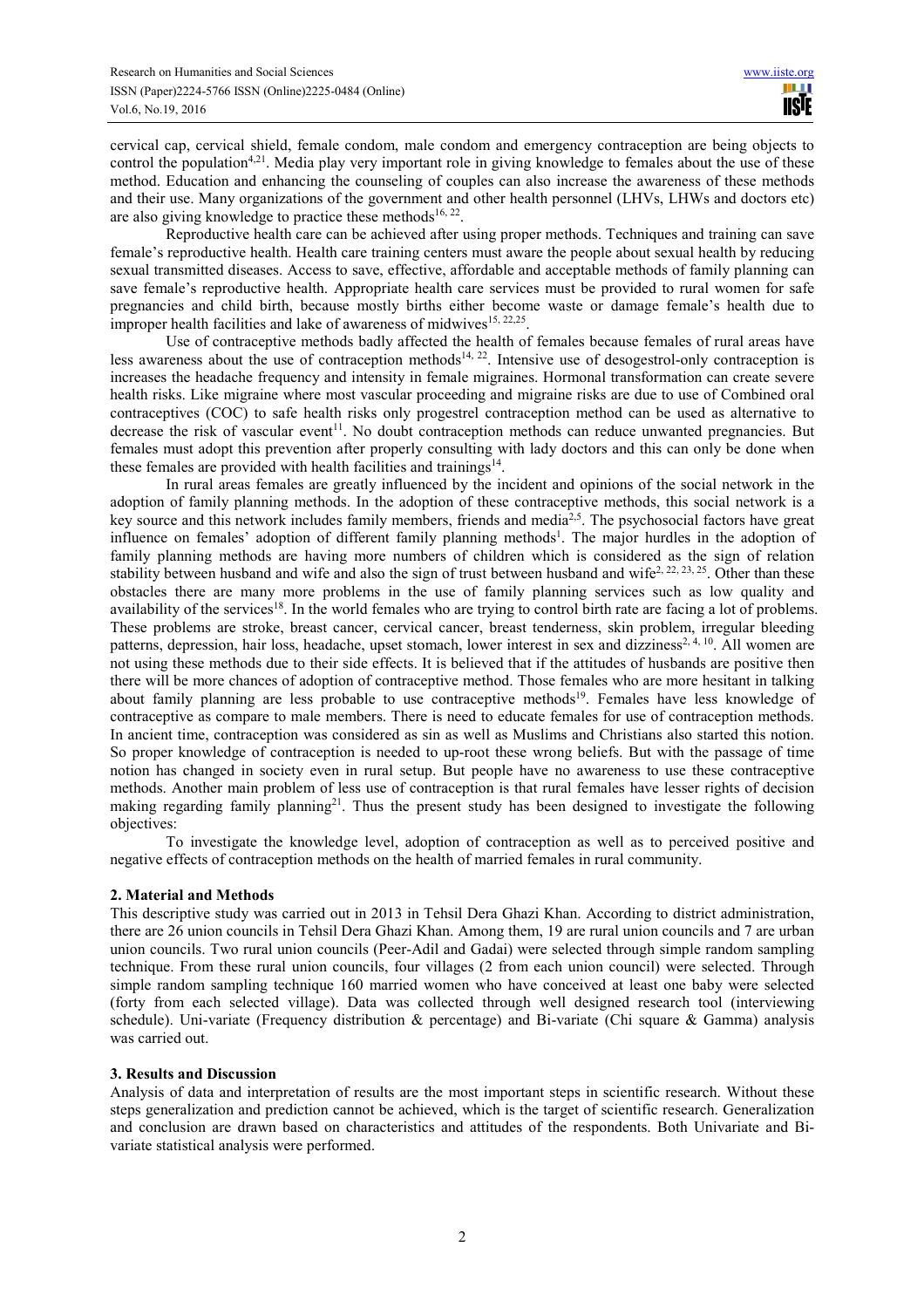cervical cap, cervical shield, female condom, male condom and emergency contraception are being objects to control the population[4,21]. Media play very important role in giving knowledge to females about the use of these method. Education and enhancing the counseling of couples can also increase the awareness of these methods and their use. Many organizations of the government and other health personnel (LHVs, LHWs and doctors etc) are also giving knowledge to practice these methods[16, 22].

Reproductive health care can be achieved after using proper methods. Techniques and training can save female's reproductive health. Health care training centers must aware the people about sexual health by reducing sexual transmitted diseases. Access to save, effective, affordable and acceptable methods of family planning can save female's reproductive health. Appropriate health care services must be provided to rural women for safe pregnancies and child birth, because mostly births either become waste or damage female's health due to improper health facilities and lake of awareness of midwives[15, 22,25].

Use of contraceptive methods badly affected the health of females because females of rural areas have less awareness about the use of contraception methods[14, 22]. Intensive use of desogestrol-only contraception is increases the headache frequency and intensity in female migraines. Hormonal transformation can create severe health risks. Like migraine where most vascular proceeding and migraine risks are due to use of Combined oral contraceptives (COC) to safe health risks only progestrel contraception method can be used as alternative to decrease the risk of vascular event[11]. No doubt contraception methods can reduce unwanted pregnancies. But females must adopt this prevention after properly consulting with lady doctors and this can only be done when these females are provided with health facilities and trainings[14].

In rural areas females are greatly influenced by the incident and opinions of the social network in the adoption of family planning methods. In the adoption of these contraceptive methods, this social network is a key source and this network includes family members, friends and media[2,5]. The psychosocial factors have great influence on females' adoption of different family planning methods[1]. The major hurdles in the adoption of family planning methods are having more numbers of children which is considered as the sign of relation stability between husband and wife and also the sign of trust between husband and wife[2, 22, 23, 25]. Other than these obstacles there are many more problems in the use of family planning services such as low quality and availability of the services[18]. In the world females who are trying to control birth rate are facing a lot of problems. These problems are stroke, breast cancer, cervical cancer, breast tenderness, skin problem, irregular bleeding patterns, depression, hair loss, headache, upset stomach, lower interest in sex and dizziness[2, 4, 10]. All women are not using these methods due to their side effects. It is believed that if the attitudes of husbands are positive then there will be more chances of adoption of contraceptive method. Those females who are more hesitant in talking about family planning are less probable to use contraceptive methods[19]. Females have less knowledge of contraceptive as compare to male members. There is need to educate females for use of contraception methods. In ancient time, contraception was considered as sin as well as Muslims and Christians also started this notion. So proper knowledge of contraception is needed to up-root these wrong beliefs. But with the passage of time notion has changed in society even in rural setup. But people have no awareness to use these contraceptive methods. Another main problem of less use of contraception is that rural females have lesser rights of decision making regarding family planning[21]. Thus the present study has been designed to investigate the following objectives:

To investigate the knowledge level, adoption of contraception as well as to perceived positive and negative effects of contraception methods on the health of married females in rural community.

## 2. Material and Methods

This descriptive study was carried out in 2013 in Tehsil Dera Ghazi Khan. According to district administration, there are 26 union councils in Tehsil Dera Ghazi Khan. Among them, 19 are rural union councils and 7 are urban union councils. Two rural union councils (Peer-Adil and Gadai) were selected through simple random sampling technique. From these rural union councils, four villages (2 from each union council) were selected. Through simple random sampling technique 160 married women who have conceived at least one baby were selected (forty from each selected village). Data was collected through well designed research tool (interviewing schedule). Uni-variate (Frequency distribution & percentage) and Bi-variate (Chi square & Gamma) analysis was carried out.

## 3. Results and Discussion

Analysis of data and interpretation of results are the most important steps in scientific research. Without these steps generalization and prediction cannot be achieved, which is the target of scientific research. Generalization and conclusion are drawn based on characteristics and attitudes of the respondents. Both Univariate and Bi-variate statistical analysis were performed.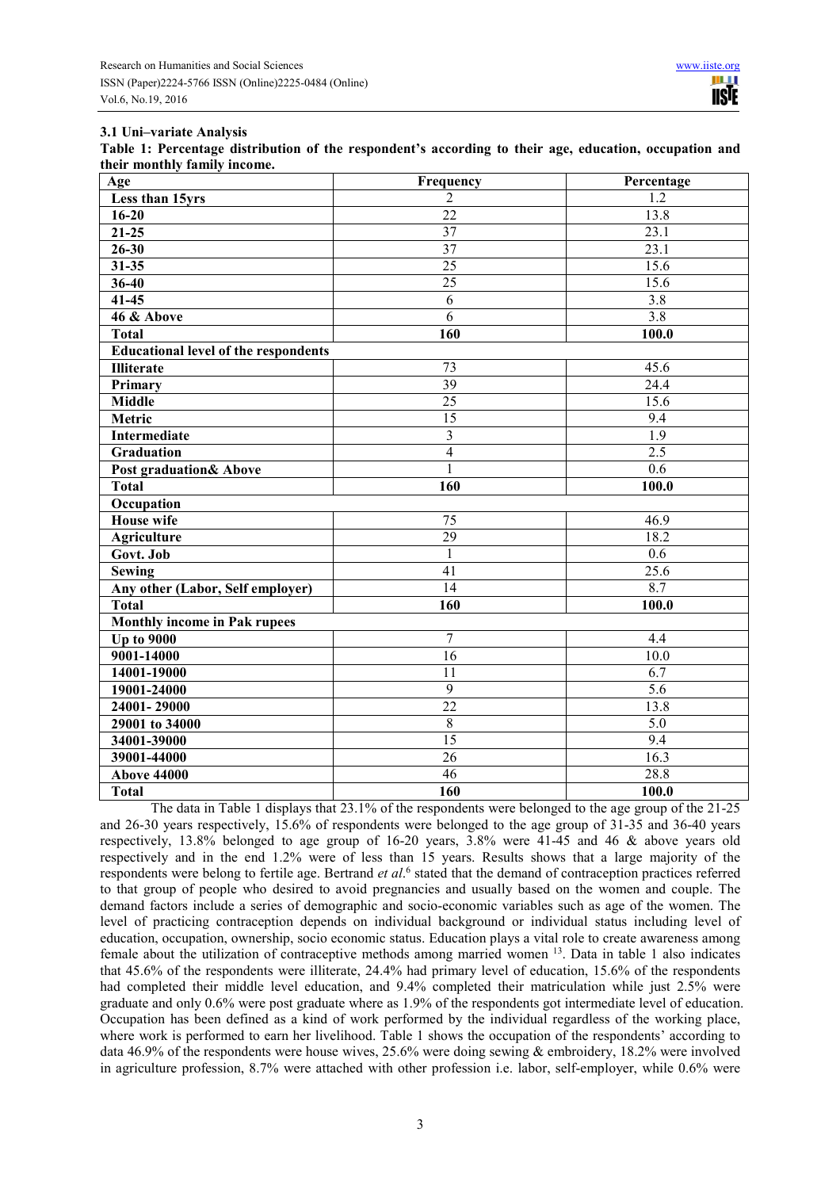### 3.1 Uni–variate Analysis

**Table 1: Percentage distribution of the respondent's according to their age, education, occupation and their monthly family income.**

| Age | Frequency | Percentage |
|---|---|---|
| **Less than 15yrs** | 2 | 1.2 |
| **16-20** | 22 | 13.8 |
| **21-25** | 37 | 23.1 |
| **26-30** | 37 | 23.1 |
| **31-35** | 25 | 15.6 |
| **36-40** | 25 | 15.6 |
| **41-45** | 6 | 3.8 |
| **46 & Above** | 6 | 3.8 |
| **Total** | **160** | **100.0** |
| **Educational level of the respondents** | | |
| **Illiterate** | 73 | 45.6 |
| **Primary** | 39 | 24.4 |
| **Middle** | 25 | 15.6 |
| **Metric** | 15 | 9.4 |
| **Intermediate** | 3 | 1.9 |
| **Graduation** | 4 | 2.5 |
| **Post graduation& Above** | 1 | 0.6 |
| **Total** | **160** | **100.0** |
| **Occupation** | | |
| **House wife** | 75 | 46.9 |
| **Agriculture** | 29 | 18.2 |
| **Govt. Job** | 1 | 0.6 |
| **Sewing** | 41 | 25.6 |
| **Any other (Labor, Self employer)** | 14 | 8.7 |
| **Total** | **160** | **100.0** |
| **Monthly income in Pak rupees** | | |
| **Up to 9000** | 7 | 4.4 |
| **9001-14000** | 16 | 10.0 |
| **14001-19000** | 11 | 6.7 |
| **19001-24000** | 9 | 5.6 |
| **24001- 29000** | 22 | 13.8 |
| **29001 to 34000** | 8 | 5.0 |
| **34001-39000** | 15 | 9.4 |
| **39001-44000** | 26 | 16.3 |
| **Above 44000** | 46 | 28.8 |
| **Total** | **160** | **100.0** |

The data in Table 1 displays that 23.1% of the respondents were belonged to the age group of the 21-25 and 26-30 years respectively, 15.6% of respondents were belonged to the age group of 31-35 and 36-40 years respectively, 13.8% belonged to age group of 16-20 years, 3.8% were 41-45 and 46 & above years old respectively and in the end 1.2% were of less than 15 years. Results shows that a large majority of the respondents were belong to fertile age. Bertrand *et al*.[6] stated that the demand of contraception practices referred to that group of people who desired to avoid pregnancies and usually based on the women and couple. The demand factors include a series of demographic and socio-economic variables such as age of the women. The level of practicing contraception depends on individual background or individual status including level of education, occupation, ownership, socio economic status. Education plays a vital role to create awareness among female about the utilization of contraceptive methods among married women [13]. Data in table 1 also indicates that 45.6% of the respondents were illiterate, 24.4% had primary level of education, 15.6% of the respondents had completed their middle level education, and 9.4% completed their matriculation while just 2.5% were graduate and only 0.6% were post graduate where as 1.9% of the respondents got intermediate level of education. Occupation has been defined as a kind of work performed by the individual regardless of the working place, where work is performed to earn her livelihood. Table 1 shows the occupation of the respondents' according to data 46.9% of the respondents were house wives, 25.6% were doing sewing & embroidery, 18.2% were involved in agriculture profession, 8.7% were attached with other profession i.e. labor, self-employer, while 0.6% were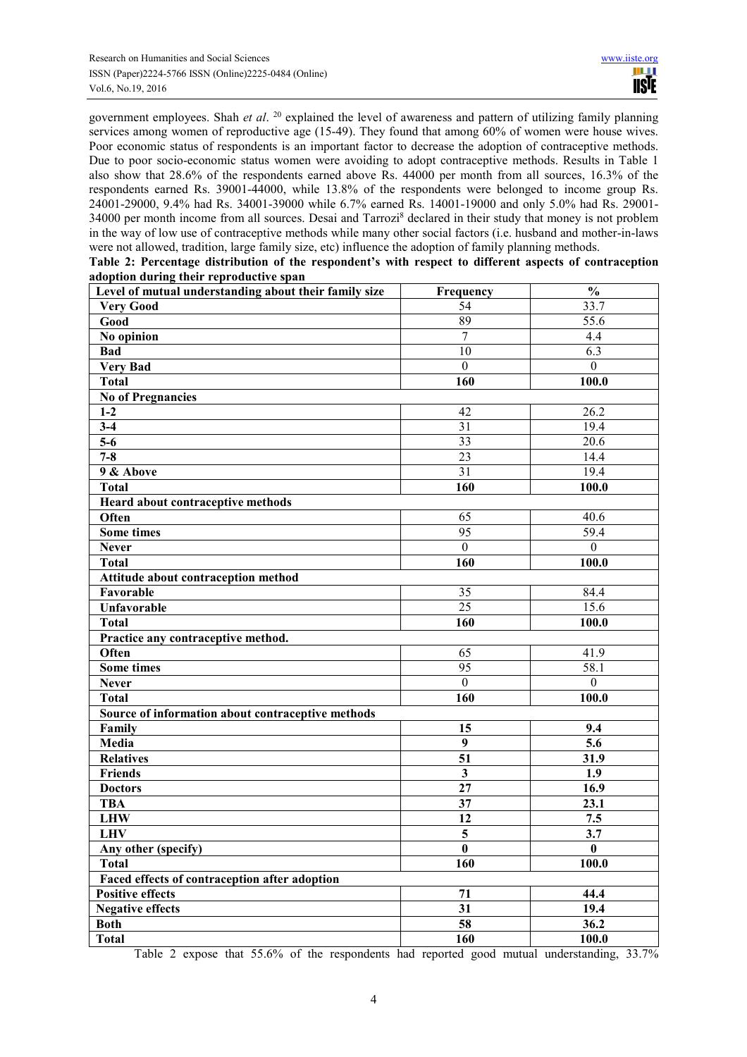government employees. Shah *et al*. [20] explained the level of awareness and pattern of utilizing family planning services among women of reproductive age (15-49). They found that among 60% of women were house wives. Poor economic status of respondents is an important factor to decrease the adoption of contraceptive methods. Due to poor socio-economic status women were avoiding to adopt contraceptive methods. Results in Table 1 also show that 28.6% of the respondents earned above Rs. 44000 per month from all sources, 16.3% of the respondents earned Rs. 39001-44000, while 13.8% of the respondents were belonged to income group Rs. 24001-29000, 9.4% had Rs. 34001-39000 while 6.7% earned Rs. 14001-19000 and only 5.0% had Rs. 29001-34000 per month income from all sources. Desai and Tarrozi[8] declared in their study that money is not problem in the way of low use of contraceptive methods while many other social factors (i.e. husband and mother-in-laws were not allowed, tradition, large family size, etc) influence the adoption of family planning methods.

**Table 2: Percentage distribution of the respondent's with respect to different aspects of contraception adoption during their reproductive span**

| Level of mutual understanding about their family size | Frequency | % |
|---|---|---|
| **Very Good** | 54 | 33.7 |
| **Good** | 89 | 55.6 |
| **No opinion** | 7 | 4.4 |
| **Bad** | 10 | 6.3 |
| **Very Bad** | 0 | 0 |
| **Total** | **160** | **100.0** |
| **No of Pregnancies** | | |
| **1-2** | 42 | 26.2 |
| **3-4** | 31 | 19.4 |
| **5-6** | 33 | 20.6 |
| **7-8** | 23 | 14.4 |
| **9 & Above** | 31 | 19.4 |
| **Total** | **160** | **100.0** |
| **Heard about contraceptive methods** | | |
| **Often** | 65 | 40.6 |
| **Some times** | 95 | 59.4 |
| **Never** | 0 | 0 |
| **Total** | **160** | **100.0** |
| **Attitude about contraception method** | | |
| **Favorable** | 35 | 84.4 |
| **Unfavorable** | 25 | 15.6 |
| **Total** | **160** | **100.0** |
| **Practice any contraceptive method.** | | |
| **Often** | 65 | 41.9 |
| **Some times** | 95 | 58.1 |
| **Never** | 0 | 0 |
| **Total** | **160** | **100.0** |
| **Source of information about contraceptive methods** | | |
| **Family** | **15** | **9.4** |
| **Media** | **9** | **5.6** |
| **Relatives** | **51** | **31.9** |
| **Friends** | **3** | **1.9** |
| **Doctors** | **27** | **16.9** |
| **TBA** | **37** | **23.1** |
| **LHW** | **12** | **7.5** |
| **LHV** | **5** | **3.7** |
| **Any other (specify)** | **0** | **0** |
| **Total** | **160** | **100.0** |
| **Faced effects of contraception after adoption** | | |
| **Positive effects** | **71** | **44.4** |
| **Negative effects** | **31** | **19.4** |
| **Both** | **58** | **36.2** |
| **Total** | **160** | **100.0** |

Table 2 expose that 55.6% of the respondents had reported good mutual understanding, 33.7%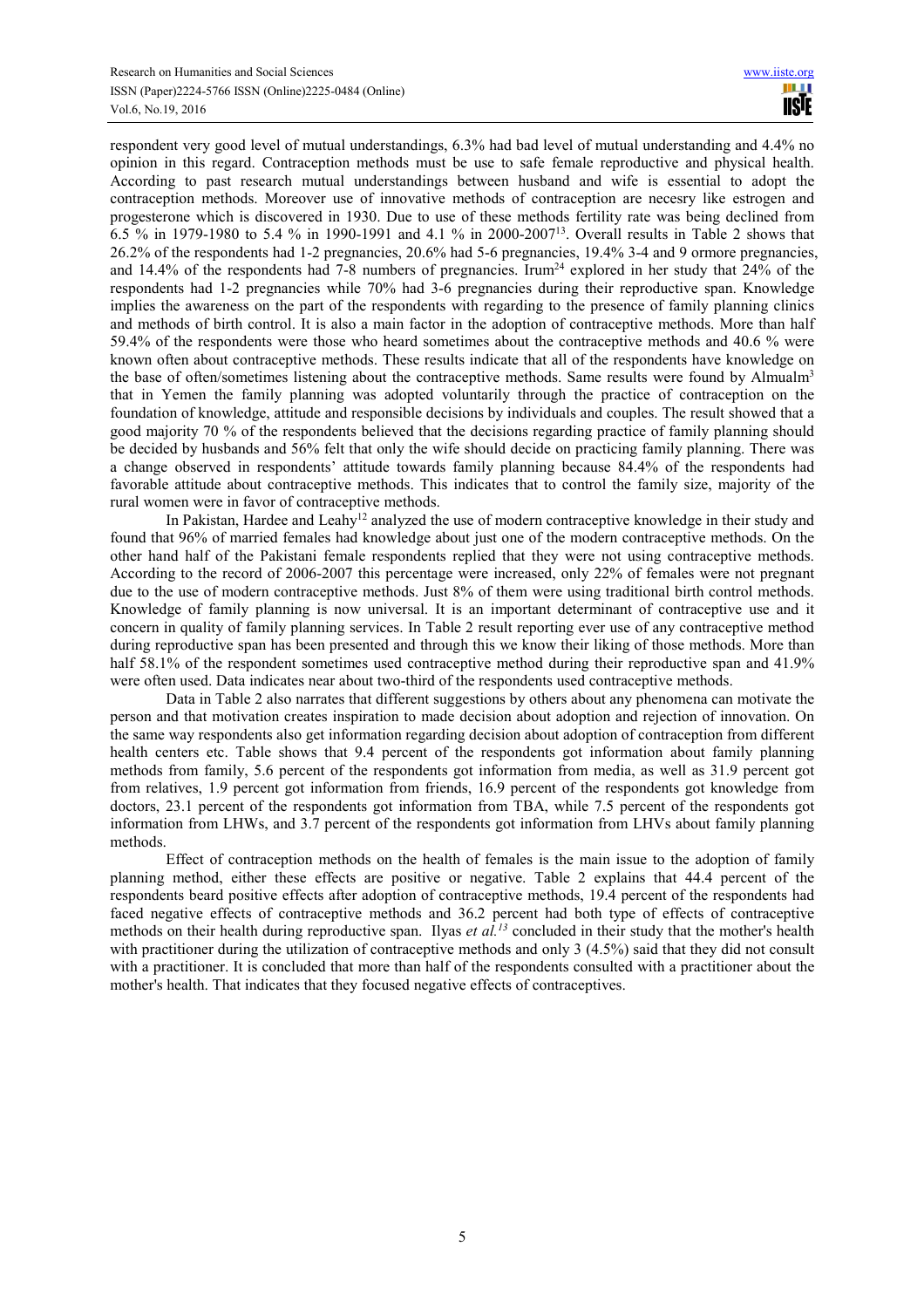respondent very good level of mutual understandings, 6.3% had bad level of mutual understanding and 4.4% no opinion in this regard. Contraception methods must be use to safe female reproductive and physical health. According to past research mutual understandings between husband and wife is essential to adopt the contraception methods. Moreover use of innovative methods of contraception are necesry like estrogen and progesterone which is discovered in 1930. Due to use of these methods fertility rate was being declined from 6.5 % in 1979-1980 to 5.4 % in 1990-1991 and 4.1 % in 2000-2007[13]. Overall results in Table 2 shows that 26.2% of the respondents had 1-2 pregnancies, 20.6% had 5-6 pregnancies, 19.4% 3-4 and 9 ormore pregnancies, and 14.4% of the respondents had 7-8 numbers of pregnancies. Irum[24] explored in her study that 24% of the respondents had 1-2 pregnancies while 70% had 3-6 pregnancies during their reproductive span. Knowledge implies the awareness on the part of the respondents with regarding to the presence of family planning clinics and methods of birth control. It is also a main factor in the adoption of contraceptive methods. More than half 59.4% of the respondents were those who heard sometimes about the contraceptive methods and 40.6 % were known often about contraceptive methods. These results indicate that all of the respondents have knowledge on the base of often/sometimes listening about the contraceptive methods. Same results were found by Almualm[3] that in Yemen the family planning was adopted voluntarily through the practice of contraception on the foundation of knowledge, attitude and responsible decisions by individuals and couples. The result showed that a good majority 70 % of the respondents believed that the decisions regarding practice of family planning should be decided by husbands and 56% felt that only the wife should decide on practicing family planning. There was a change observed in respondents' attitude towards family planning because 84.4% of the respondents had favorable attitude about contraceptive methods. This indicates that to control the family size, majority of the rural women were in favor of contraceptive methods.

In Pakistan, Hardee and Leahy[12] analyzed the use of modern contraceptive knowledge in their study and found that 96% of married females had knowledge about just one of the modern contraceptive methods. On the other hand half of the Pakistani female respondents replied that they were not using contraceptive methods. According to the record of 2006-2007 this percentage were increased, only 22% of females were not pregnant due to the use of modern contraceptive methods. Just 8% of them were using traditional birth control methods. Knowledge of family planning is now universal. It is an important determinant of contraceptive use and it concern in quality of family planning services. In Table 2 result reporting ever use of any contraceptive method during reproductive span has been presented and through this we know their liking of those methods. More than half 58.1% of the respondent sometimes used contraceptive method during their reproductive span and 41.9% were often used. Data indicates near about two-third of the respondents used contraceptive methods.

Data in Table 2 also narrates that different suggestions by others about any phenomena can motivate the person and that motivation creates inspiration to made decision about adoption and rejection of innovation. On the same way respondents also get information regarding decision about adoption of contraception from different health centers etc. Table shows that 9.4 percent of the respondents got information about family planning methods from family, 5.6 percent of the respondents got information from media, as well as 31.9 percent got from relatives, 1.9 percent got information from friends, 16.9 percent of the respondents got knowledge from doctors, 23.1 percent of the respondents got information from TBA, while 7.5 percent of the respondents got information from LHWs, and 3.7 percent of the respondents got information from LHVs about family planning methods.

Effect of contraception methods on the health of females is the main issue to the adoption of family planning method, either these effects are positive or negative. Table 2 explains that 44.4 percent of the respondents beard positive effects after adoption of contraceptive methods, 19.4 percent of the respondents had faced negative effects of contraceptive methods and 36.2 percent had both type of effects of contraceptive methods on their health during reproductive span. Ilyas *et al.*[13] concluded in their study that the mother's health with practitioner during the utilization of contraceptive methods and only 3 (4.5%) said that they did not consult with a practitioner. It is concluded that more than half of the respondents consulted with a practitioner about the mother's health. That indicates that they focused negative effects of contraceptives.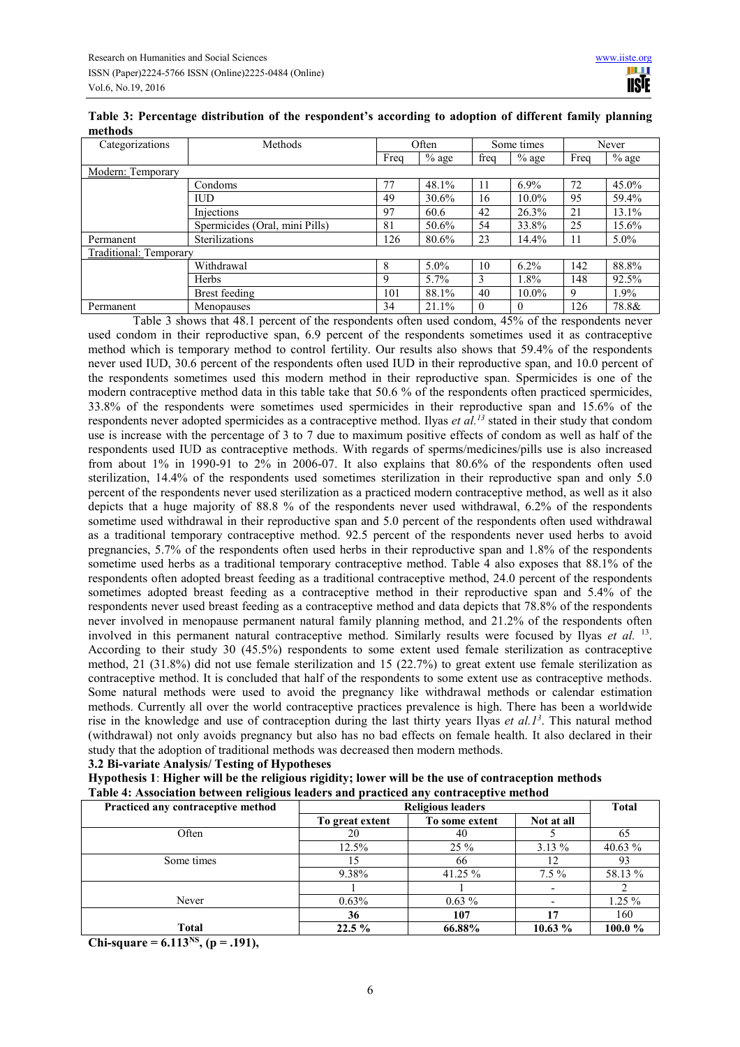**Table 3: Percentage distribution of the respondent's according to adoption of different family planning methods**

| Categorizations | Methods | Often | | Some times | | Never | |
|---|---|---|---|---|---|---|---|
| | | Freq | % age | freq | % age | Freq | % age |
| Modern: Temporary | | | | | | | |
| | Condoms | 77 | 48.1% | 11 | 6.9% | 72 | 45.0% |
| | IUD | 49 | 30.6% | 16 | 10.0% | 95 | 59.4% |
| | Injections | 97 | 60.6 | 42 | 26.3% | 21 | 13.1% |
| | Spermicides (Oral, mini Pills) | 81 | 50.6% | 54 | 33.8% | 25 | 15.6% |
| Permanent | Sterilizations | 126 | 80.6% | 23 | 14.4% | 11 | 5.0% |
| Traditional: Temporary | | | | | | | |
| | Withdrawal | 8 | 5.0% | 10 | 6.2% | 142 | 88.8% |
| | Herbs | 9 | 5.7% | 3 | 1.8% | 148 | 92.5% |
| | Brest feeding | 101 | 88.1% | 40 | 10.0% | 9 | 1.9% |
| Permanent | Menopauses | 34 | 21.1% | 0 | 0 | 126 | 78.8& |

Table 3 shows that 48.1 percent of the respondents often used condom, 45% of the respondents never used condom in their reproductive span, 6.9 percent of the respondents sometimes used it as contraceptive method which is temporary method to control fertility. Our results also shows that 59.4% of the respondents never used IUD, 30.6 percent of the respondents often used IUD in their reproductive span, and 10.0 percent of the respondents sometimes used this modern method in their reproductive span. Spermicides is one of the modern contraceptive method data in this table take that 50.6 % of the respondents often practiced spermicides, 33.8% of the respondents were sometimes used spermicides in their reproductive span and 15.6% of the respondents never adopted spermicides as a contraceptive method. Ilyas *et al.*[13] stated in their study that condom use is increase with the percentage of 3 to 7 due to maximum positive effects of condom as well as half of the respondents used IUD as contraceptive methods. With regards of sperms/medicines/pills use is also increased from about 1% in 1990-91 to 2% in 2006-07. It also explains that 80.6% of the respondents often used sterilization, 14.4% of the respondents used sometimes sterilization in their reproductive span and only 5.0 percent of the respondents never used sterilization as a practiced modern contraceptive method, as well as it also depicts that a huge majority of 88.8 % of the respondents never used withdrawal, 6.2% of the respondents sometime used withdrawal in their reproductive span and 5.0 percent of the respondents often used withdrawal as a traditional temporary contraceptive method. 92.5 percent of the respondents never used herbs to avoid pregnancies, 5.7% of the respondents often used herbs in their reproductive span and 1.8% of the respondents sometime used herbs as a traditional temporary contraceptive method. Table 4 also exposes that 88.1% of the respondents often adopted breast feeding as a traditional contraceptive method, 24.0 percent of the respondents sometimes adopted breast feeding as a contraceptive method in their reproductive span and 5.4% of the respondents never used breast feeding as a contraceptive method and data depicts that 78.8% of the respondents never involved in menopause permanent natural family planning method, and 21.2% of the respondents often involved in this permanent natural contraceptive method. Similarly results were focused by Ilyas *et al.* [13]. According to their study 30 (45.5%) respondents to some extent used female sterilization as contraceptive method, 21 (31.8%) did not use female sterilization and 15 (22.7%) to great extent use female sterilization as contraceptive method. It is concluded that half of the respondents to some extent use as contraceptive methods. Some natural methods were used to avoid the pregnancy like withdrawal methods or calendar estimation methods. Currently all over the world contraceptive practices prevalence is high. There has been a worldwide rise in the knowledge and use of contraception during the last thirty years Ilyas *et al.*[13]. This natural method (withdrawal) not only avoids pregnancy but also has no bad effects on female health. It also declared in their study that the adoption of traditional methods was decreased then modern methods.

### 3.2 Bi-variate Analysis/ Testing of Hypotheses

**Hypothesis 1**: **Higher will be the religious rigidity; lower will be the use of contraception methods**

**Table 4: Association between religious leaders and practiced any contraceptive method**

| Practiced any contraceptive method | Religious leaders | | | Total |
|---|---|---|---|---|
| | To great extent | To some extent | Not at all | |
| Often | 20 | 40 | 5 | 65 |
| | 12.5% | 25 % | 3.13 % | 40.63 % |
| Some times | 15 | 66 | 12 | 93 |
| | 9.38% | 41.25 % | 7.5 % | 58.13 % |
| | 1 | 1 | - | 2 |
| Never | 0.63% | 0.63 % | - | 1.25 % |
| | **36** | **107** | **17** | 160 |
| **Total** | **22.5 %** | **66.88%** | **10.63 %** | **100.0 %** |

**Chi-square = $6.113^{NS}$, ($p = .191$),**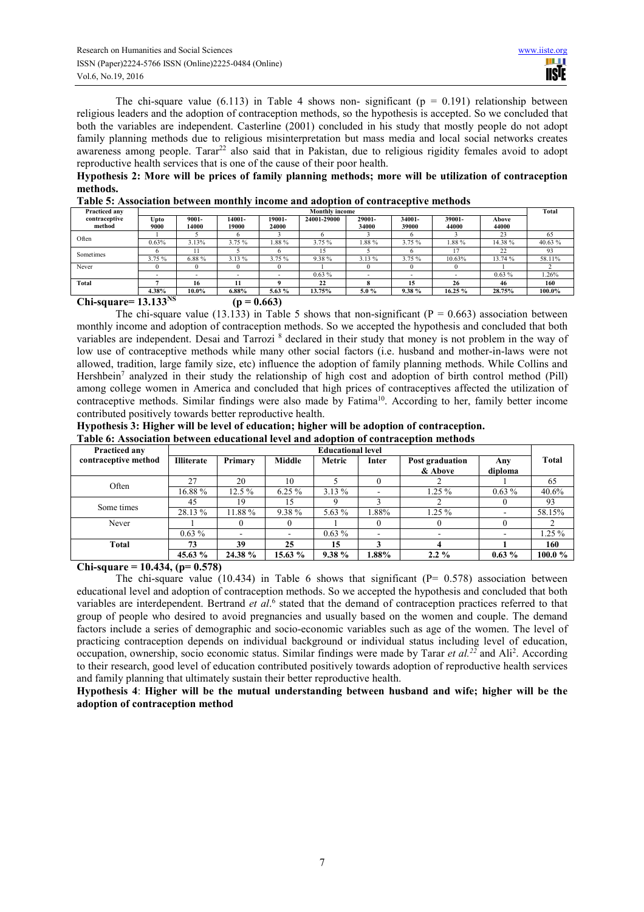The chi-square value (6.113) in Table 4 shows non- significant (p = 0.191) relationship between religious leaders and the adoption of contraception methods, so the hypothesis is accepted. So we concluded that both the variables are independent. Casterline (2001) concluded in his study that mostly people do not adopt family planning methods due to religious misinterpretation but mass media and local social networks creates awareness among people. Tarar[22] also said that in Pakistan, due to religious rigidity females avoid to adopt reproductive health services that is one of the cause of their poor health.

**Hypothesis 2: More will be prices of family planning methods; more will be utilization of contraception methods.**

**Table 5: Association between monthly income and adoption of contraceptive methods**

| Practiced any contraceptive method | Monthly income | | | | | | | | | Total |
|---|---|---|---|---|---|---|---|---|---|---|
| | Upto 9000 | 9001-14000 | 14001-19000 | 19001-24000 | 24001-29000 | 29001-34000 | 34001-39000 | 39001-44000 | Above 44000 | |
| Often | 1 | 5 | 6 | 3 | 6 | 3 | 6 | 3 | 23 | 65 |
| | 0.63% | 3.13% | 3.75 % | 1.88 % | 3.75 % | 1.88 % | 3.75 % | 1.88 % | 14.38 % | 40.63 % |
| Sometimes | 6 | 11 | 5 | 6 | 15 | 5 | 6 | 17 | 22 | 93 |
| | 3.75 % | 6.88 % | 3.13 % | 3.75 % | 9.38 % | 3.13 % | 3.75 % | 10.63% | 13.74 % | 58.11% |
| Never | 0 | 0 | 0 | 0 | 1 | 0 | 0 | 0 | 1 | 2 |
| | - | - | - | - | 0.63 % | - | - | - | 0.63 % | 1.26% |
| **Total** | **7** | **16** | **11** | **9** | **22** | **8** | **15** | **26** | **46** | **160** |
| | **4.38%** | **10.0%** | **6.88%** | **5.63 %** | **13.75%** | **5.0 %** | **9.38 %** | **16.25 %** | **28.75%** | **100.0%** |

**Chi-square= 13.133[NS] (p = 0.663)**

The chi-square value (13.133) in Table 5 shows that non-significant (P = 0.663) association between monthly income and adoption of contraception methods. So we accepted the hypothesis and concluded that both variables are independent. Desai and Tarrozi [8] declared in their study that money is not problem in the way of low use of contraceptive methods while many other social factors (i.e. husband and mother-in-laws were not allowed, tradition, large family size, etc) influence the adoption of family planning methods. While Collins and Hershbein[7] analyzed in their study the relationship of high cost and adoption of birth control method (Pill) among college women in America and concluded that high prices of contraceptives affected the utilization of contraceptive methods. Similar findings were also made by Fatima[10]. According to her, family better income contributed positively towards better reproductive health.

**Hypothesis 3: Higher will be level of education; higher will be adoption of contraception.**

**Table 6: Association between educational level and adoption of contraception methods**

| Practiced any contraceptive method | Educational level | | | | | | | Total |
|---|---|---|---|---|---|---|---|---|
| | Illiterate | Primary | Middle | Metric | Inter | Post graduation & Above | Any diploma | |
| Often | 27 | 20 | 10 | 5 | 0 | 2 | 1 | 65 |
| | 16.88 % | 12.5 % | 6.25 % | 3.13 % | - | 1.25 % | 0.63 % | 40.6% |
| Some times | 45 | 19 | 15 | 9 | 3 | 2 | 0 | 93 |
| | 28.13 % | 11.88 % | 9.38 % | 5.63 % | 1.88% | 1.25 % | - | 58.15% |
| Never | 1 | 0 | 0 | 1 | 0 | 0 | 0 | 2 |
| | 0.63 % | - | - | 0.63 % | - | - | - | 1.25 % |
| **Total** | **73** | **39** | **25** | **15** | **3** | **4** | **1** | **160** |
| | **45.63 %** | **24.38 %** | **15.63 %** | **9.38 %** | **1.88%** | **2.2 %** | **0.63 %** | **100.0 %** |

**Chi-square = 10.434, (p= 0.578)**

The chi-square value (10.434) in Table 6 shows that significant (P= 0.578) association between educational level and adoption of contraception methods. So we accepted the hypothesis and concluded that both variables are interdependent. Bertrand *et al*.[6] stated that the demand of contraception practices referred to that group of people who desired to avoid pregnancies and usually based on the women and couple. The demand factors include a series of demographic and socio-economic variables such as age of the women. The level of practicing contraception depends on individual background or individual status including level of education, occupation, ownership, socio economic status. Similar findings were made by Tarar *et al.*[22] and Ali[2]. According to their research, good level of education contributed positively towards adoption of reproductive health services and family planning that ultimately sustain their better reproductive health.

**Hypothesis 4**: **Higher will be the mutual understanding between husband and wife; higher will be the adoption of contraception method**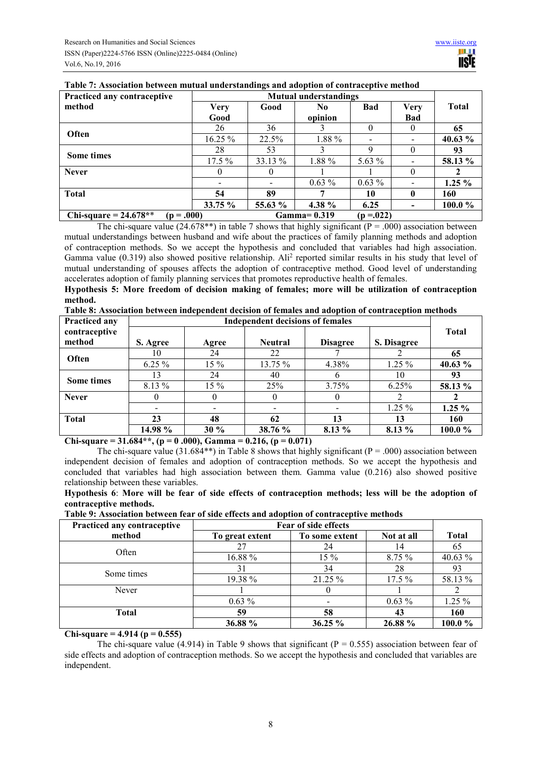**Table 7: Association between mutual understandings and adoption of contraceptive method**

| Practiced any contraceptive method | Mutual understandings | | | | | Total |
|---|---|---|---|---|---|---|
| | Very Good | Good | No opinion | Bad | Very Bad | |
| **Often** | 26 | 36 | 3 | 0 | 0 | **65** |
| | 16.25 % | 22.5% | 1.88 % | - | - | **40.63 %** |
| **Some times** | 28 | 53 | 3 | 9 | 0 | **93** |
| | 17.5 % | 33.13 % | 1.88 % | 5.63 % | - | **58.13 %** |
| **Never** | 0 | 0 | 1 | 1 | 0 | **2** |
| | - | - | 0.63 % | 0.63 % | - | **1.25 %** |
| **Total** | **54** | **89** | **7** | **10** | **0** | **160** |
| | **33.75 %** | **55.63 %** | **4.38 %** | **6.25** | **-** | **100.0 %** |
| **Chi-square = 24.678\*\* (p = .000)** | | **Gamma= 0.319** | | **(p =.022)** | | |

The chi-square value (24.678**) in table 7 shows that highly significant (P = .000) association between mutual understandings between husband and wife about the practices of family planning methods and adoption of contraception methods. So we accept the hypothesis and concluded that variables had high association. Gamma value (0.319) also showed positive relationship. Ali[2] reported similar results in his study that level of mutual understanding of spouses affects the adoption of contraceptive method. Good level of understanding accelerates adoption of family planning services that promotes reproductive health of females.

**Hypothesis 5: More freedom of decision making of females; more will be utilization of contraception method.**

**Table 8: Association between independent decision of females and adoption of contraception methods**

| Practiced any contraceptive method | Independent decisions of females | | | | | Total |
|---|---|---|---|---|---|---|
| | S. Agree | Agree | Neutral | Disagree | S. Disagree | |
| **Often** | 10 | 24 | 22 | 7 | 2 | **65** |
| | 6.25 % | 15 % | 13.75 % | 4.38% | 1.25 % | **40.63 %** |
| **Some times** | 13 | 24 | 40 | 6 | 10 | **93** |
| | 8.13 % | 15 % | 25% | 3.75% | 6.25% | **58.13 %** |
| **Never** | 0 | 0 | 0 | 0 | 2 | **2** |
| | - | - | - | - | 1.25 % | **1.25 %** |
| **Total** | **23** | **48** | **62** | **13** | **13** | **160** |
| | **14.98 %** | **30 %** | **38.76 %** | **8.13 %** | **8.13 %** | **100.0 %** |

**Chi-square = 31.684\*\*, (p = 0 .000), Gamma = 0.216, (p = 0.071)**

The chi-square value (31.684**) in Table 8 shows that highly significant (P = .000) association between independent decision of females and adoption of contraception methods. So we accept the hypothesis and concluded that variables had high association between them. Gamma value (0.216) also showed positive relationship between these variables.

**Hypothesis 6**: **More will be fear of side effects of contraception methods; less will be the adoption of contraceptive methods.**

**Table 9: Association between fear of side effects and adoption of contraceptive methods**

| Practiced any contraceptive method | Fear of side effects | | | Total |
|---|---|---|---|---|
| | To great extent | To some extent | Not at all | |
| Often | 27 | 24 | 14 | 65 |
| | 16.88 % | 15 % | 8.75 % | 40.63 % |
| Some times | 31 | 34 | 28 | 93 |
| | 19.38 % | 21.25 % | 17.5 % | 58.13 % |
| Never | 1 | 0 | 1 | 2 |
| | 0.63 % | - | 0.63 % | 1.25 % |
| **Total** | **59** | **58** | **43** | **160** |
| | **36.88 %** | **36.25 %** | **26.88 %** | **100.0 %** |

**Chi-square = 4.914 (p = 0.555)**

The chi-square value (4.914) in Table 9 shows that significant (P = 0.555) association between fear of side effects and adoption of contraception methods. So we accept the hypothesis and concluded that variables are independent.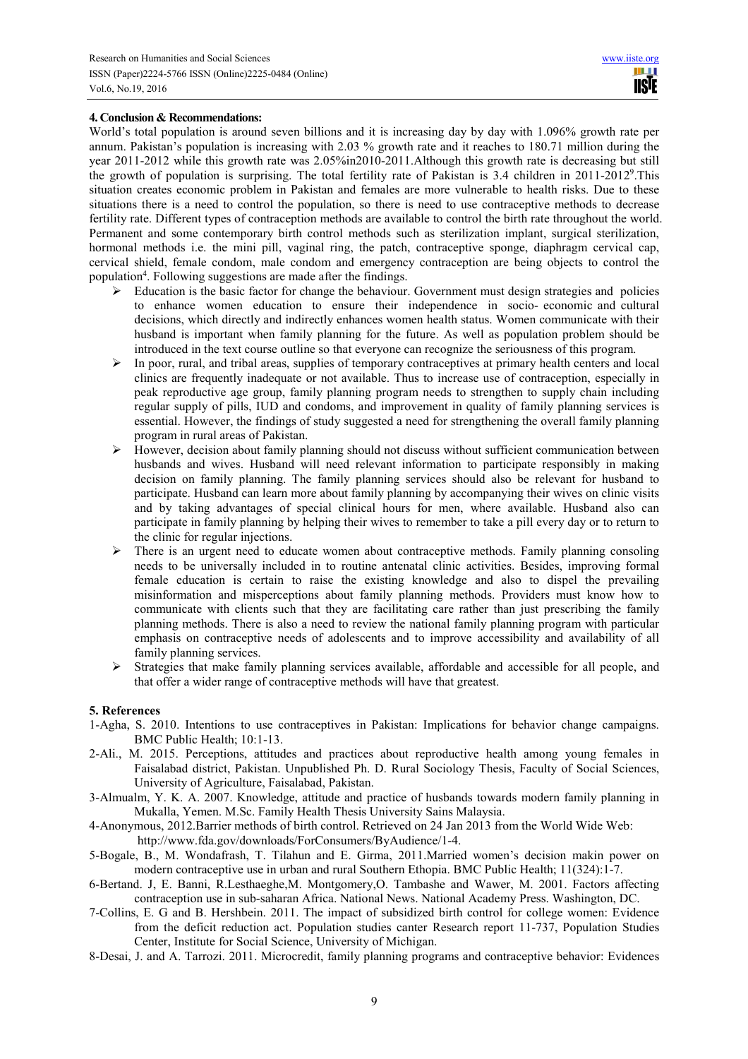## 4. Conclusion & Recommendations:

World's total population is around seven billions and it is increasing day by day with 1.096% growth rate per annum. Pakistan's population is increasing with 2.03 % growth rate and it reaches to 180.71 million during the year 2011-2012 while this growth rate was 2.05%in2010-2011.Although this growth rate is decreasing but still the growth of population is surprising. The total fertility rate of Pakistan is 3.4 children in 2011-2012[9].This situation creates economic problem in Pakistan and females are more vulnerable to health risks. Due to these situations there is a need to control the population, so there is need to use contraceptive methods to decrease fertility rate. Different types of contraception methods are available to control the birth rate throughout the world. Permanent and some contemporary birth control methods such as sterilization implant, surgical sterilization, hormonal methods i.e. the mini pill, vaginal ring, the patch, contraceptive sponge, diaphragm cervical cap, cervical shield, female condom, male condom and emergency contraception are being objects to control the population[4]. Following suggestions are made after the findings.

- Education is the basic factor for change the behaviour. Government must design strategies and policies to enhance women education to ensure their independence in socio- economic and cultural decisions, which directly and indirectly enhances women health status. Women communicate with their husband is important when family planning for the future. As well as population problem should be introduced in the text course outline so that everyone can recognize the seriousness of this program.
- In poor, rural, and tribal areas, supplies of temporary contraceptives at primary health centers and local clinics are frequently inadequate or not available. Thus to increase use of contraception, especially in peak reproductive age group, family planning program needs to strengthen to supply chain including regular supply of pills, IUD and condoms, and improvement in quality of family planning services is essential. However, the findings of study suggested a need for strengthening the overall family planning program in rural areas of Pakistan.
- However, decision about family planning should not discuss without sufficient communication between husbands and wives. Husband will need relevant information to participate responsibly in making decision on family planning. The family planning services should also be relevant for husband to participate. Husband can learn more about family planning by accompanying their wives on clinic visits and by taking advantages of special clinical hours for men, where available. Husband also can participate in family planning by helping their wives to remember to take a pill every day or to return to the clinic for regular injections.
- There is an urgent need to educate women about contraceptive methods. Family planning consoling needs to be universally included in to routine antenatal clinic activities. Besides, improving formal female education is certain to raise the existing knowledge and also to dispel the prevailing misinformation and misperceptions about family planning methods. Providers must know how to communicate with clients such that they are facilitating care rather than just prescribing the family planning methods. There is also a need to review the national family planning program with particular emphasis on contraceptive needs of adolescents and to improve accessibility and availability of all family planning services.
- Strategies that make family planning services available, affordable and accessible for all people, and that offer a wider range of contraceptive methods will have that greatest.

## 5. References

1-Agha, S. 2010. Intentions to use contraceptives in Pakistan: Implications for behavior change campaigns. BMC Public Health; 10:1-13.

2-Ali., M. 2015. Perceptions, attitudes and practices about reproductive health among young females in Faisalabad district, Pakistan. Unpublished Ph. D. Rural Sociology Thesis, Faculty of Social Sciences, University of Agriculture, Faisalabad, Pakistan.

3-Almualm, Y. K. A. 2007. Knowledge, attitude and practice of husbands towards modern family planning in Mukalla, Yemen. M.Sc. Family Health Thesis University Sains Malaysia.

4-Anonymous, 2012.Barrier methods of birth control. Retrieved on 24 Jan 2013 from the World Wide Web: http://www.fda.gov/downloads/ForConsumers/ByAudience/1-4.

5-Bogale, B., M. Wondafrash, T. Tilahun and E. Girma, 2011.Married women's decision makin power on modern contraceptive use in urban and rural Southern Ethopia. BMC Public Health; 11(324):1-7.

6-Bertand. J, E. Banni, R.Lesthaeghe,M. Montgomery,O. Tambashe and Wawer, M. 2001. Factors affecting contraception use in sub-saharan Africa. National News. National Academy Press. Washington, DC.

7-Collins, E. G and B. Hershbein. 2011. The impact of subsidized birth control for college women: Evidence from the deficit reduction act. Population studies canter Research report 11-737, Population Studies Center, Institute for Social Science, University of Michigan.

8-Desai, J. and A. Tarrozi. 2011. Microcredit, family planning programs and contraceptive behavior: Evidences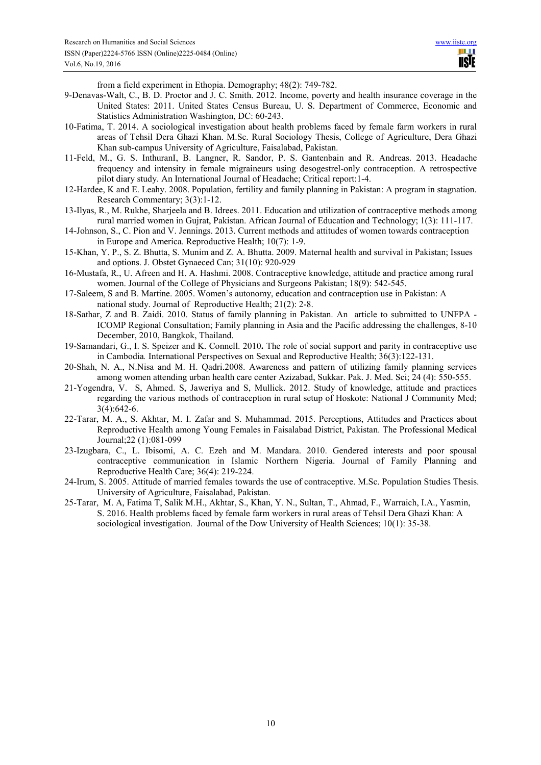from a field experiment in Ethopia. Demography; 48(2): 749-782.

9-Denavas-Walt, C., B. D. Proctor and J. C. Smith. 2012. Income, poverty and health insurance coverage in the United States: 2011. United States Census Bureau, U. S. Department of Commerce, Economic and Statistics Administration Washington, DC: 60-243.

10-Fatima, T. 2014. A sociological investigation about health problems faced by female farm workers in rural areas of Tehsil Dera Ghazi Khan. M.Sc. Rural Sociology Thesis, College of Agriculture, Dera Ghazi Khan sub-campus University of Agriculture, Faisalabad, Pakistan.

11-Feld, M., G. S. InthuranI, B. Langner, R. Sandor, P. S. Gantenbain and R. Andreas. 2013. Headache frequency and intensity in female migraineurs using desogestrel-only contraception. A retrospective pilot diary study. An International Journal of Headache; Critical report:1-4.

12-Hardee, K and E. Leahy. 2008. Population, fertility and family planning in Pakistan: A program in stagnation. Research Commentary; 3(3):1-12.

13-Ilyas, R., M. Rukhe, Sharjeela and B. Idrees. 2011. Education and utilization of contraceptive methods among rural married women in Gujrat, Pakistan. African Journal of Education and Technology; 1(3): 111-117.

14-Johnson, S., C. Pion and V. Jennings. 2013. Current methods and attitudes of women towards contraception in Europe and America. Reproductive Health; 10(7): 1-9.

15-Khan, Y. P., S. Z. Bhutta, S. Munim and Z. A. Bhutta. 2009. Maternal health and survival in Pakistan; Issues and options. J. Obstet Gynaeced Can; 31(10): 920-929

16-Mustafa, R., U. Afreen and H. A. Hashmi. 2008. Contraceptive knowledge, attitude and practice among rural women. Journal of the College of Physicians and Surgeons Pakistan; 18(9): 542-545.

17-Saleem, S and B. Martine. 2005. Women's autonomy, education and contraception use in Pakistan: A national study. Journal of Reproductive Health; 21(2): 2-8.

18-Sathar, Z and B. Zaidi. 2010. Status of family planning in Pakistan. An article to submitted to UNFPA - ICOMP Regional Consultation; Family planning in Asia and the Pacific addressing the challenges, 8-10 December, 2010, Bangkok, Thailand.

19-Samandari, G., I. S. Speizer and K. Connell. 2010**.** The role of social support and parity in contraceptive use in Cambodia*.* International Perspectives on Sexual and Reproductive Health; 36(3):122-131.

20-Shah, N. A., N.Nisa and M. H. Qadri.2008. Awareness and pattern of utilizing family planning services among women attending urban health care center Azizabad, Sukkar. Pak. J. Med. Sci; 24 (4): 550-555.

21-Yogendra, V. S, Ahmed. S, Jaweriya and S, Mullick. 2012. Study of knowledge, attitude and practices regarding the various methods of contraception in rural setup of Hoskote: National J Community Med; 3(4):642-6.

22-Tarar, M. A., S. Akhtar, M. I. Zafar and S. Muhammad. 2015. Perceptions, Attitudes and Practices about Reproductive Health among Young Females in Faisalabad District, Pakistan. The Professional Medical Journal;22 (1):081-099

23-Izugbara, C., L. Ibisomi, A. C. Ezeh and M. Mandara. 2010. Gendered interests and poor spousal contraceptive communication in Islamic Northern Nigeria. Journal of Family Planning and Reproductive Health Care; 36(4): 219-224.

24-Irum, S. 2005. Attitude of married females towards the use of contraceptive. M.Sc. Population Studies Thesis. University of Agriculture, Faisalabad, Pakistan.

25-Tarar, M. A, Fatima T, Salik M.H., Akhtar, S., Khan, Y. N., Sultan, T., Ahmad, F., Warraich, I.A., Yasmin, S. 2016. Health problems faced by female farm workers in rural areas of Tehsil Dera Ghazi Khan: A sociological investigation. Journal of the Dow University of Health Sciences; 10(1): 35-38.